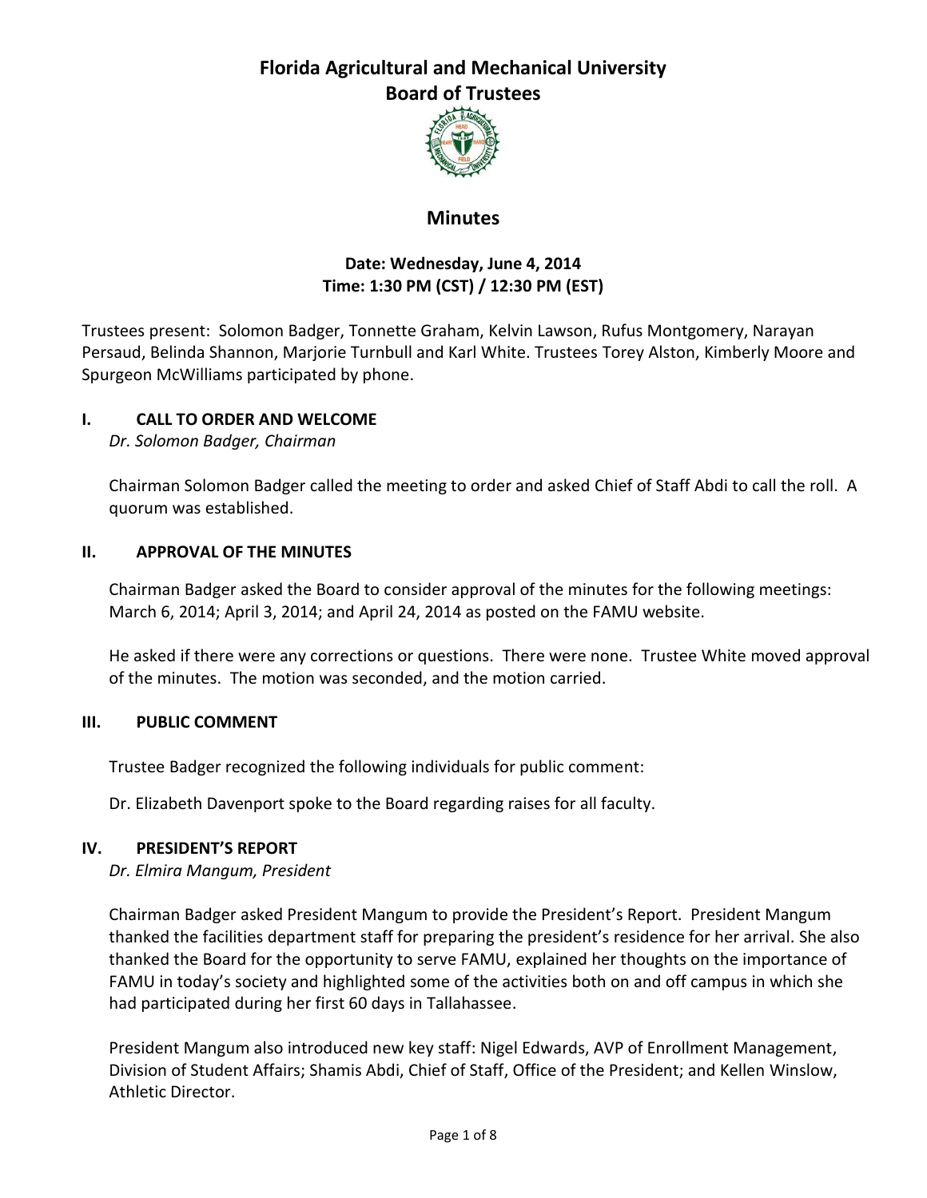# Florida Agricultural and Mechanical University
# Board of Trustees

## Minutes

**Date: Wednesday, June 4, 2014**
**Time: 1:30 PM (CST) / 12:30 PM (EST)**

Trustees present: Solomon Badger, Tonnette Graham, Kelvin Lawson, Rufus Montgomery, Narayan Persaud, Belinda Shannon, Marjorie Turnbull and Karl White. Trustees Torey Alston, Kimberly Moore and Spurgeon McWilliams participated by phone.

### I. CALL TO ORDER AND WELCOME

*Dr. Solomon Badger, Chairman*

Chairman Solomon Badger called the meeting to order and asked Chief of Staff Abdi to call the roll. A quorum was established.

### II. APPROVAL OF THE MINUTES

Chairman Badger asked the Board to consider approval of the minutes for the following meetings: March 6, 2014; April 3, 2014; and April 24, 2014 as posted on the FAMU website.

He asked if there were any corrections or questions. There were none. Trustee White moved approval of the minutes. The motion was seconded, and the motion carried.

### III. PUBLIC COMMENT

Trustee Badger recognized the following individuals for public comment:

Dr. Elizabeth Davenport spoke to the Board regarding raises for all faculty.

### IV. PRESIDENT'S REPORT

*Dr. Elmira Mangum, President*

Chairman Badger asked President Mangum to provide the President's Report. President Mangum thanked the facilities department staff for preparing the president's residence for her arrival. She also thanked the Board for the opportunity to serve FAMU, explained her thoughts on the importance of FAMU in today's society and highlighted some of the activities both on and off campus in which she had participated during her first 60 days in Tallahassee.

President Mangum also introduced new key staff: Nigel Edwards, AVP of Enrollment Management, Division of Student Affairs; Shamis Abdi, Chief of Staff, Office of the President; and Kellen Winslow, Athletic Director.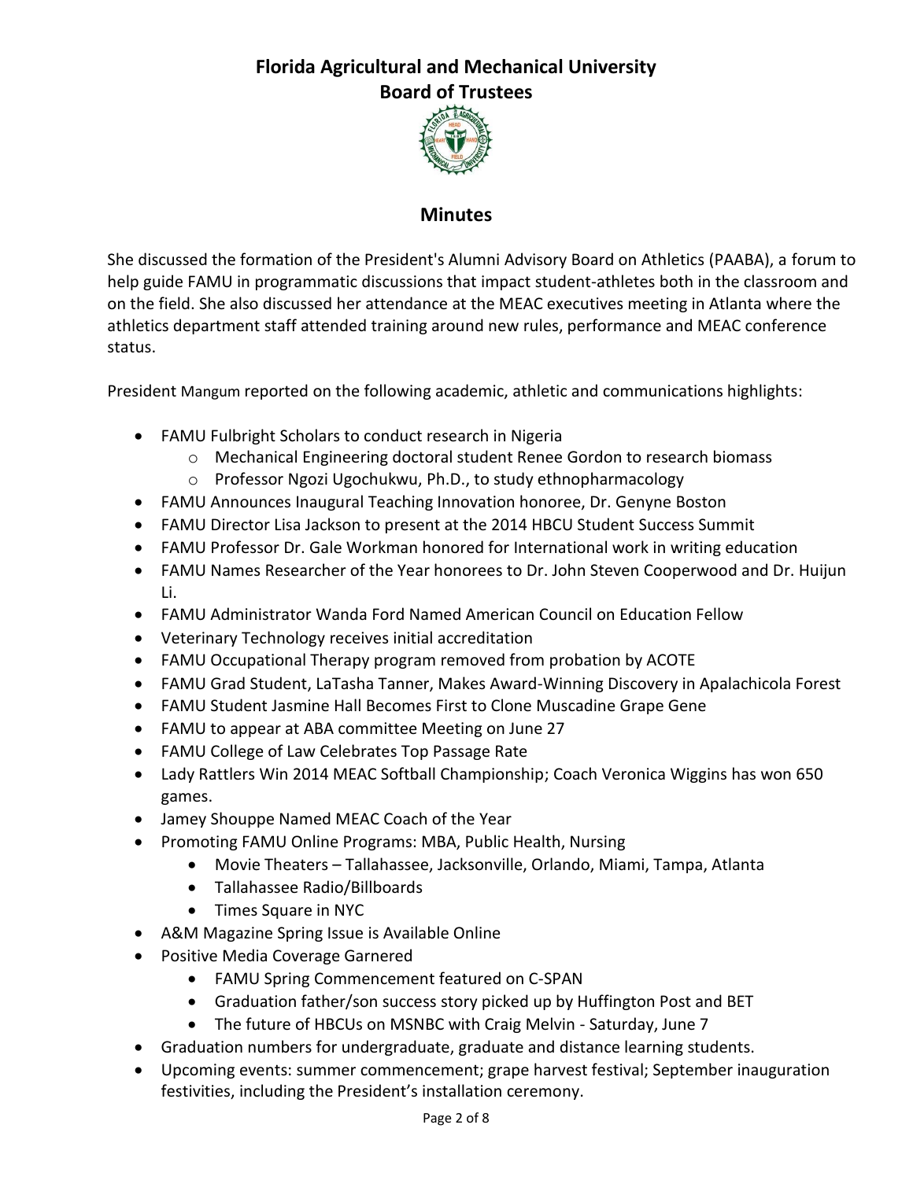# Florida Agricultural and Mechanical University
## Board of Trustees

## Minutes

She discussed the formation of the President's Alumni Advisory Board on Athletics (PAABA), a forum to help guide FAMU in programmatic discussions that impact student-athletes both in the classroom and on the field. She also discussed her attendance at the MEAC executives meeting in Atlanta where the athletics department staff attended training around new rules, performance and MEAC conference status.

President Mangum reported on the following academic, athletic and communications highlights:

- FAMU Fulbright Scholars to conduct research in Nigeria
  - Mechanical Engineering doctoral student Renee Gordon to research biomass
  - Professor Ngozi Ugochukwu, Ph.D., to study ethnopharmacology
- FAMU Announces Inaugural Teaching Innovation honoree, Dr. Genyne Boston
- FAMU Director Lisa Jackson to present at the 2014 HBCU Student Success Summit
- FAMU Professor Dr. Gale Workman honored for International work in writing education
- FAMU Names Researcher of the Year honorees to Dr. John Steven Cooperwood and Dr. Huijun Li.
- FAMU Administrator Wanda Ford Named American Council on Education Fellow
- Veterinary Technology receives initial accreditation
- FAMU Occupational Therapy program removed from probation by ACOTE
- FAMU Grad Student, LaTasha Tanner, Makes Award-Winning Discovery in Apalachicola Forest
- FAMU Student Jasmine Hall Becomes First to Clone Muscadine Grape Gene
- FAMU to appear at ABA committee Meeting on June 27
- FAMU College of Law Celebrates Top Passage Rate
- Lady Rattlers Win 2014 MEAC Softball Championship; Coach Veronica Wiggins has won 650 games.
- Jamey Shouppe Named MEAC Coach of the Year
- Promoting FAMU Online Programs: MBA, Public Health, Nursing
  - Movie Theaters – Tallahassee, Jacksonville, Orlando, Miami, Tampa, Atlanta
  - Tallahassee Radio/Billboards
  - Times Square in NYC
- A&M Magazine Spring Issue is Available Online
- Positive Media Coverage Garnered
  - FAMU Spring Commencement featured on C-SPAN
  - Graduation father/son success story picked up by Huffington Post and BET
  - The future of HBCUs on MSNBC with Craig Melvin - Saturday, June 7
- Graduation numbers for undergraduate, graduate and distance learning students.
- Upcoming events: summer commencement; grape harvest festival; September inauguration festivities, including the President's installation ceremony.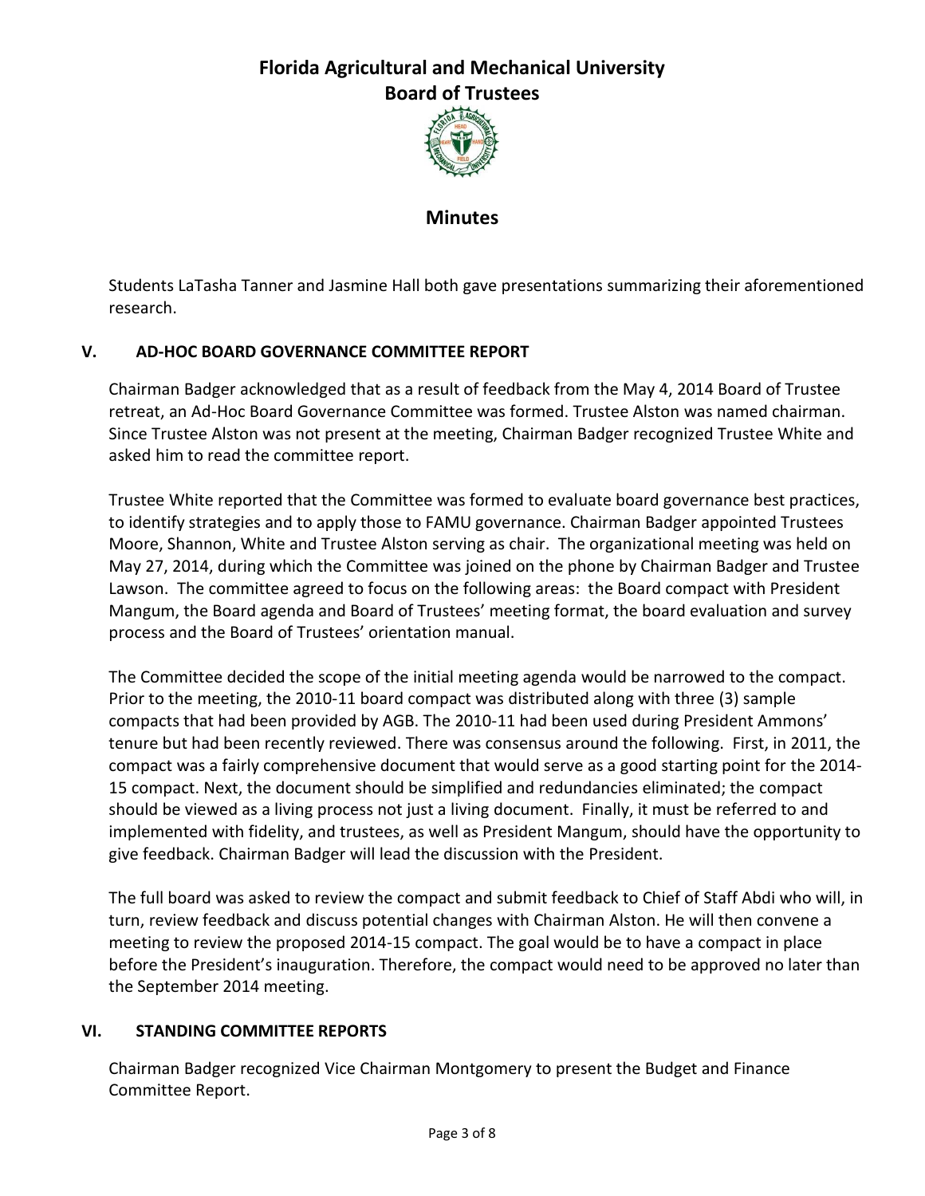Students LaTasha Tanner and Jasmine Hall both gave presentations summarizing their aforementioned research.

## V. AD-HOC BOARD GOVERNANCE COMMITTEE REPORT

Chairman Badger acknowledged that as a result of feedback from the May 4, 2014 Board of Trustee retreat, an Ad-Hoc Board Governance Committee was formed. Trustee Alston was named chairman. Since Trustee Alston was not present at the meeting, Chairman Badger recognized Trustee White and asked him to read the committee report.

Trustee White reported that the Committee was formed to evaluate board governance best practices, to identify strategies and to apply those to FAMU governance. Chairman Badger appointed Trustees Moore, Shannon, White and Trustee Alston serving as chair. The organizational meeting was held on May 27, 2014, during which the Committee was joined on the phone by Chairman Badger and Trustee Lawson. The committee agreed to focus on the following areas: the Board compact with President Mangum, the Board agenda and Board of Trustees' meeting format, the board evaluation and survey process and the Board of Trustees' orientation manual.

The Committee decided the scope of the initial meeting agenda would be narrowed to the compact. Prior to the meeting, the 2010-11 board compact was distributed along with three (3) sample compacts that had been provided by AGB. The 2010-11 had been used during President Ammons' tenure but had been recently reviewed. There was consensus around the following. First, in 2011, the compact was a fairly comprehensive document that would serve as a good starting point for the 2014-15 compact. Next, the document should be simplified and redundancies eliminated; the compact should be viewed as a living process not just a living document. Finally, it must be referred to and implemented with fidelity, and trustees, as well as President Mangum, should have the opportunity to give feedback. Chairman Badger will lead the discussion with the President.

The full board was asked to review the compact and submit feedback to Chief of Staff Abdi who will, in turn, review feedback and discuss potential changes with Chairman Alston. He will then convene a meeting to review the proposed 2014-15 compact. The goal would be to have a compact in place before the President's inauguration. Therefore, the compact would need to be approved no later than the September 2014 meeting.

## VI. STANDING COMMITTEE REPORTS

Chairman Badger recognized Vice Chairman Montgomery to present the Budget and Finance Committee Report.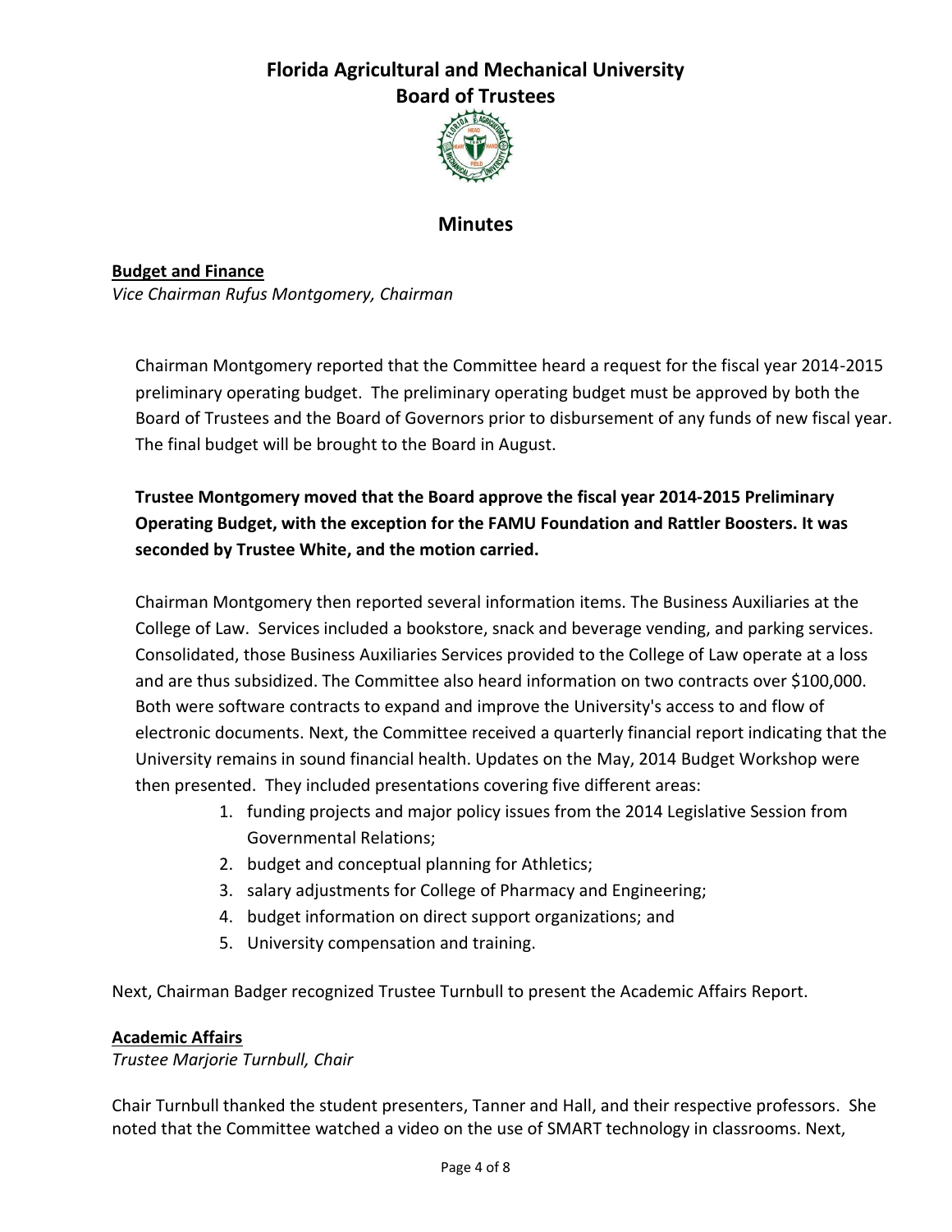# Florida Agricultural and Mechanical University
# Board of Trustees

## Minutes

**Budget and Finance**
*Vice Chairman Rufus Montgomery, Chairman*

Chairman Montgomery reported that the Committee heard a request for the fiscal year 2014-2015 preliminary operating budget. The preliminary operating budget must be approved by both the Board of Trustees and the Board of Governors prior to disbursement of any funds of new fiscal year. The final budget will be brought to the Board in August.

**Trustee Montgomery moved that the Board approve the fiscal year 2014-2015 Preliminary Operating Budget, with the exception for the FAMU Foundation and Rattler Boosters. It was seconded by Trustee White, and the motion carried.**

Chairman Montgomery then reported several information items. The Business Auxiliaries at the College of Law. Services included a bookstore, snack and beverage vending, and parking services. Consolidated, those Business Auxiliaries Services provided to the College of Law operate at a loss and are thus subsidized. The Committee also heard information on two contracts over $100,000. Both were software contracts to expand and improve the University's access to and flow of electronic documents. Next, the Committee received a quarterly financial report indicating that the University remains in sound financial health. Updates on the May, 2014 Budget Workshop were then presented. They included presentations covering five different areas:

1. funding projects and major policy issues from the 2014 Legislative Session from Governmental Relations;
2. budget and conceptual planning for Athletics;
3. salary adjustments for College of Pharmacy and Engineering;
4. budget information on direct support organizations; and
5. University compensation and training.

Next, Chairman Badger recognized Trustee Turnbull to present the Academic Affairs Report.

**Academic Affairs**
*Trustee Marjorie Turnbull, Chair*

Chair Turnbull thanked the student presenters, Tanner and Hall, and their respective professors. She noted that the Committee watched a video on the use of SMART technology in classrooms. Next,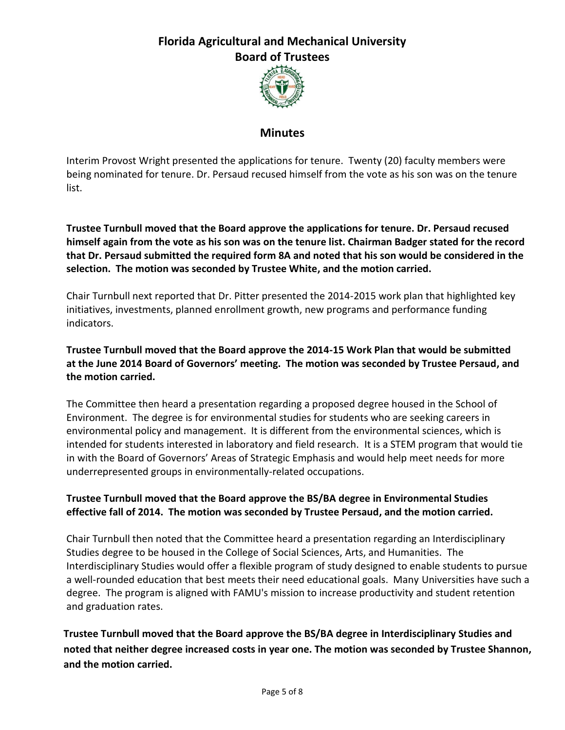# Florida Agricultural and Mechanical University
# Board of Trustees

## Minutes

Interim Provost Wright presented the applications for tenure. Twenty (20) faculty members were being nominated for tenure. Dr. Persaud recused himself from the vote as his son was on the tenure list.

**Trustee Turnbull moved that the Board approve the applications for tenure. Dr. Persaud recused himself again from the vote as his son was on the tenure list. Chairman Badger stated for the record that Dr. Persaud submitted the required form 8A and noted that his son would be considered in the selection. The motion was seconded by Trustee White, and the motion carried.**

Chair Turnbull next reported that Dr. Pitter presented the 2014-2015 work plan that highlighted key initiatives, investments, planned enrollment growth, new programs and performance funding indicators.

**Trustee Turnbull moved that the Board approve the 2014-15 Work Plan that would be submitted at the June 2014 Board of Governors' meeting. The motion was seconded by Trustee Persaud, and the motion carried.**

The Committee then heard a presentation regarding a proposed degree housed in the School of Environment. The degree is for environmental studies for students who are seeking careers in environmental policy and management. It is different from the environmental sciences, which is intended for students interested in laboratory and field research. It is a STEM program that would tie in with the Board of Governors' Areas of Strategic Emphasis and would help meet needs for more underrepresented groups in environmentally-related occupations.

**Trustee Turnbull moved that the Board approve the BS/BA degree in Environmental Studies effective fall of 2014. The motion was seconded by Trustee Persaud, and the motion carried.**

Chair Turnbull then noted that the Committee heard a presentation regarding an Interdisciplinary Studies degree to be housed in the College of Social Sciences, Arts, and Humanities. The Interdisciplinary Studies would offer a flexible program of study designed to enable students to pursue a well-rounded education that best meets their need educational goals. Many Universities have such a degree. The program is aligned with FAMU's mission to increase productivity and student retention and graduation rates.

**Trustee Turnbull moved that the Board approve the BS/BA degree in Interdisciplinary Studies and noted that neither degree increased costs in year one. The motion was seconded by Trustee Shannon, and the motion carried.**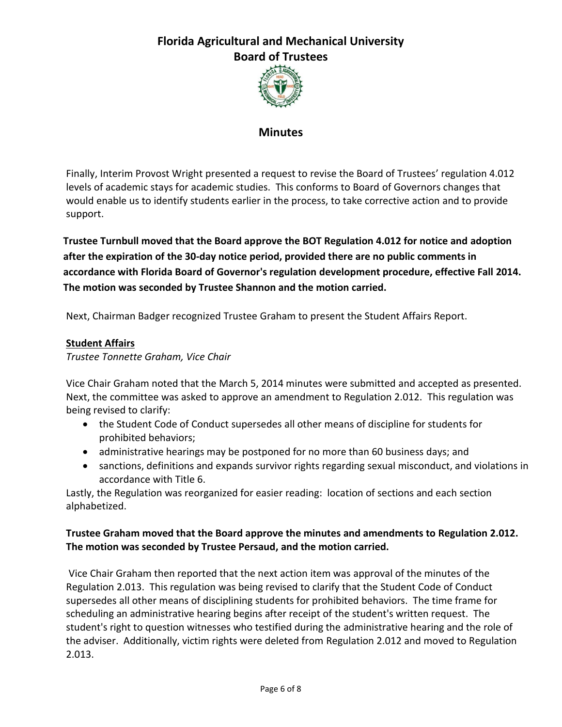Finally, Interim Provost Wright presented a request to revise the Board of Trustees' regulation 4.012 levels of academic stays for academic studies. This conforms to Board of Governors changes that would enable us to identify students earlier in the process, to take corrective action and to provide support.

**Trustee Turnbull moved that the Board approve the BOT Regulation 4.012 for notice and adoption after the expiration of the 30-day notice period, provided there are no public comments in accordance with Florida Board of Governor's regulation development procedure, effective Fall 2014. The motion was seconded by Trustee Shannon and the motion carried.**

Next, Chairman Badger recognized Trustee Graham to present the Student Affairs Report.

**Student Affairs**

*Trustee Tonnette Graham, Vice Chair*

Vice Chair Graham noted that the March 5, 2014 minutes were submitted and accepted as presented. Next, the committee was asked to approve an amendment to Regulation 2.012. This regulation was being revised to clarify:

- the Student Code of Conduct supersedes all other means of discipline for students for prohibited behaviors;
- administrative hearings may be postponed for no more than 60 business days; and
- sanctions, definitions and expands survivor rights regarding sexual misconduct, and violations in accordance with Title 6.

Lastly, the Regulation was reorganized for easier reading: location of sections and each section alphabetized.

**Trustee Graham moved that the Board approve the minutes and amendments to Regulation 2.012. The motion was seconded by Trustee Persaud, and the motion carried.**

Vice Chair Graham then reported that the next action item was approval of the minutes of the Regulation 2.013. This regulation was being revised to clarify that the Student Code of Conduct supersedes all other means of disciplining students for prohibited behaviors. The time frame for scheduling an administrative hearing begins after receipt of the student's written request. The student's right to question witnesses who testified during the administrative hearing and the role of the adviser. Additionally, victim rights were deleted from Regulation 2.012 and moved to Regulation 2.013.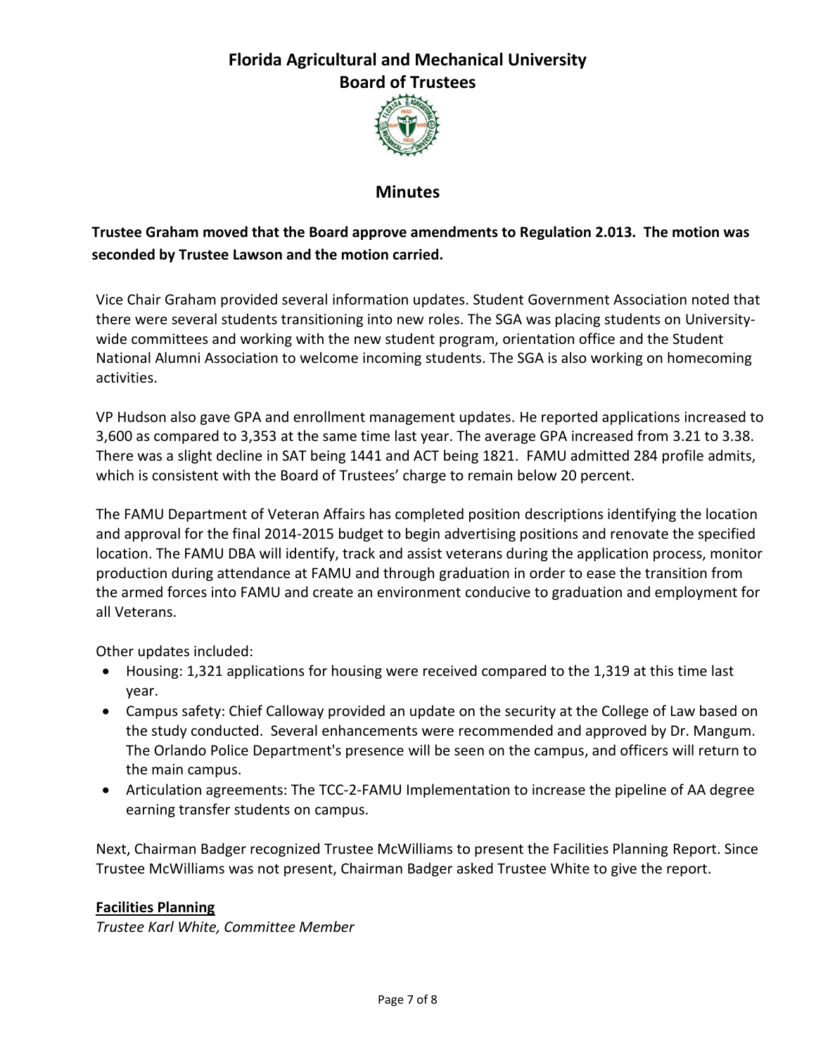**Trustee Graham moved that the Board approve amendments to Regulation 2.013. The motion was seconded by Trustee Lawson and the motion carried.**

Vice Chair Graham provided several information updates. Student Government Association noted that there were several students transitioning into new roles. The SGA was placing students on University-wide committees and working with the new student program, orientation office and the Student National Alumni Association to welcome incoming students. The SGA is also working on homecoming activities.

VP Hudson also gave GPA and enrollment management updates. He reported applications increased to 3,600 as compared to 3,353 at the same time last year. The average GPA increased from 3.21 to 3.38. There was a slight decline in SAT being 1441 and ACT being 1821. FAMU admitted 284 profile admits, which is consistent with the Board of Trustees' charge to remain below 20 percent.

The FAMU Department of Veteran Affairs has completed position descriptions identifying the location and approval for the final 2014-2015 budget to begin advertising positions and renovate the specified location. The FAMU DBA will identify, track and assist veterans during the application process, monitor production during attendance at FAMU and through graduation in order to ease the transition from the armed forces into FAMU and create an environment conducive to graduation and employment for all Veterans.

Other updates included:

- Housing: 1,321 applications for housing were received compared to the 1,319 at this time last year.
- Campus safety: Chief Calloway provided an update on the security at the College of Law based on the study conducted. Several enhancements were recommended and approved by Dr. Mangum. The Orlando Police Department's presence will be seen on the campus, and officers will return to the main campus.
- Articulation agreements: The TCC-2-FAMU Implementation to increase the pipeline of AA degree earning transfer students on campus.

Next, Chairman Badger recognized Trustee McWilliams to present the Facilities Planning Report. Since Trustee McWilliams was not present, Chairman Badger asked Trustee White to give the report.

**Facilities Planning**

*Trustee Karl White, Committee Member*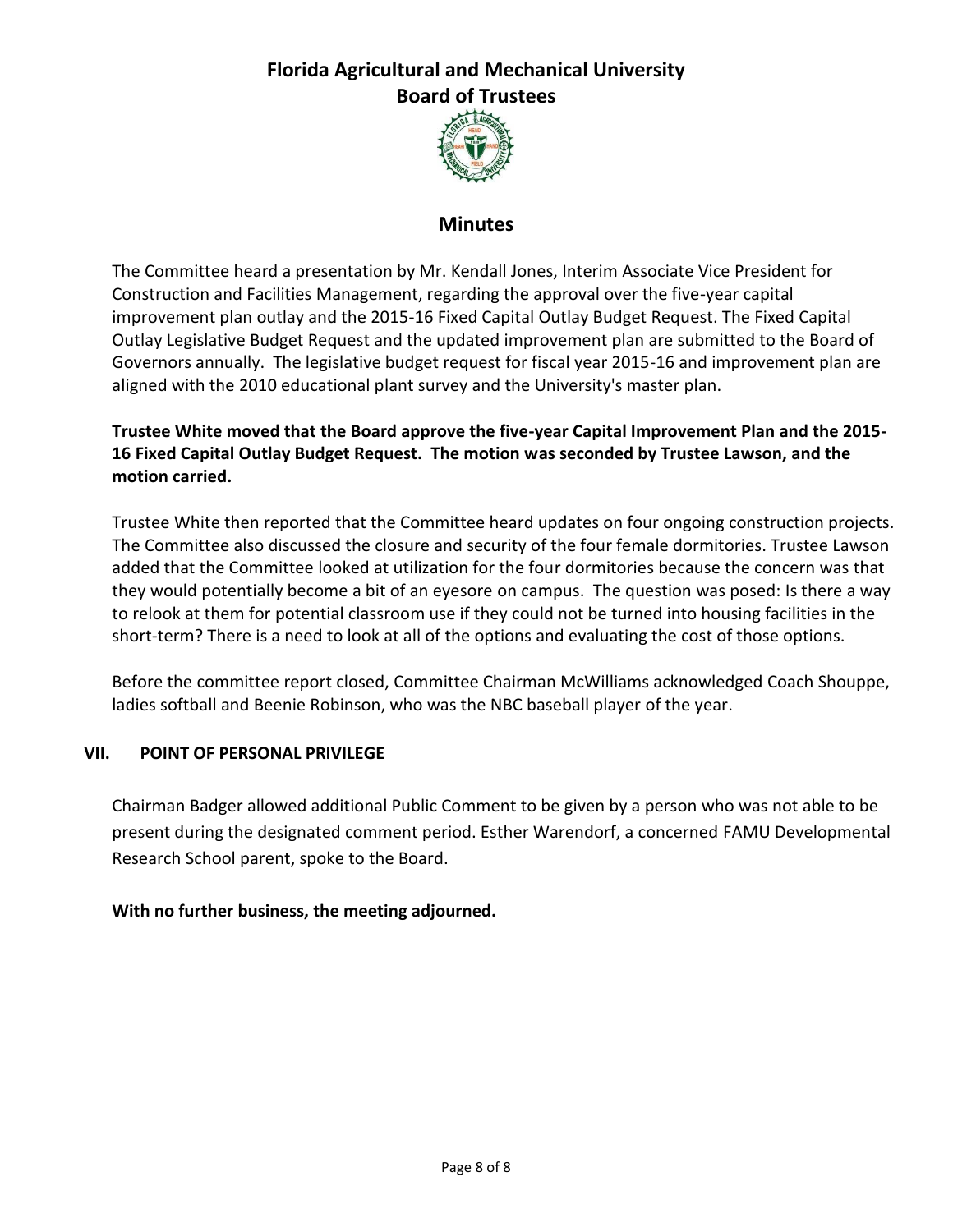# Florida Agricultural and Mechanical University
## Board of Trustees

## Minutes

The Committee heard a presentation by Mr. Kendall Jones, Interim Associate Vice President for Construction and Facilities Management, regarding the approval over the five-year capital improvement plan outlay and the 2015-16 Fixed Capital Outlay Budget Request. The Fixed Capital Outlay Legislative Budget Request and the updated improvement plan are submitted to the Board of Governors annually. The legislative budget request for fiscal year 2015-16 and improvement plan are aligned with the 2010 educational plant survey and the University's master plan.

**Trustee White moved that the Board approve the five-year Capital Improvement Plan and the 2015-16 Fixed Capital Outlay Budget Request. The motion was seconded by Trustee Lawson, and the motion carried.**

Trustee White then reported that the Committee heard updates on four ongoing construction projects. The Committee also discussed the closure and security of the four female dormitories. Trustee Lawson added that the Committee looked at utilization for the four dormitories because the concern was that they would potentially become a bit of an eyesore on campus. The question was posed: Is there a way to relook at them for potential classroom use if they could not be turned into housing facilities in the short-term? There is a need to look at all of the options and evaluating the cost of those options.

Before the committee report closed, Committee Chairman McWilliams acknowledged Coach Shouppe, ladies softball and Beenie Robinson, who was the NBC baseball player of the year.

### VII. POINT OF PERSONAL PRIVILEGE

Chairman Badger allowed additional Public Comment to be given by a person who was not able to be present during the designated comment period. Esther Warendorf, a concerned FAMU Developmental Research School parent, spoke to the Board.

**With no further business, the meeting adjourned.**